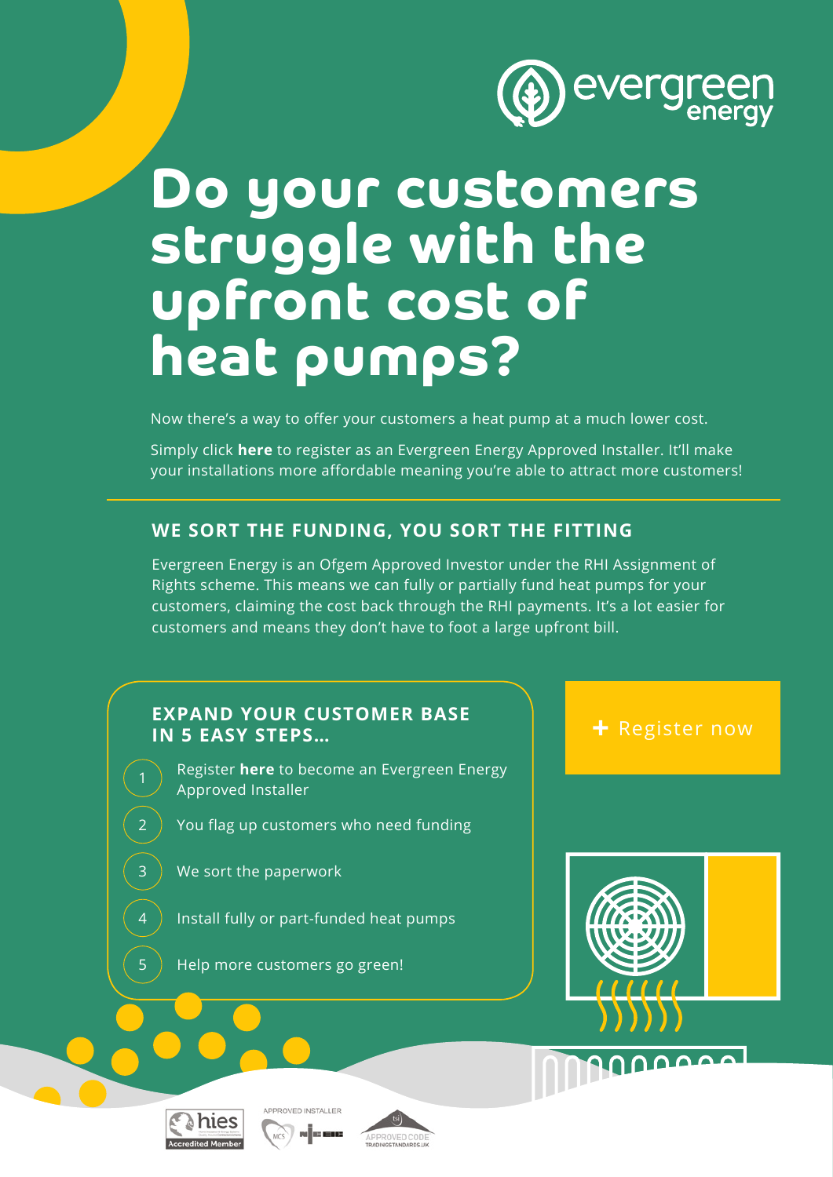evergreen energy

# Do your customers struggle with the upfront cost of heat pumps?

Now there's a way to offer your customers a heat pump at a much lower cost.

Simply click **here** to register as an Evergreen Energy Approved Installer. It'll make your installations more affordable meaning you're able to attract more customers!

## WE SORT THE FUNDING, YOU SORT THE FITTING

Evergreen Energy is an Ofgem Approved Investor under the RHI Assignment of Rights scheme. This means we can fully or partially fund heat pumps for your customers, claiming the cost back through the RHI payments. It's a lot easier for customers and means they don't have to foot a large upfront bill.

## EXPAND YOUR CUSTOMER BASE IN 5 EASY STEPS...

1. Register **here** to become an Evergreen Energy Approved Installer
2. You flag up customers who need funding
3. We sort the paperwork
4. Install fully or part-funded heat pumps
5. Help more customers go green!

+ Register now

hies Accredited Member

APPROVED INSTALLER MCS NICEIC

APPROVED CODE TRADINGSTANDARDS.UK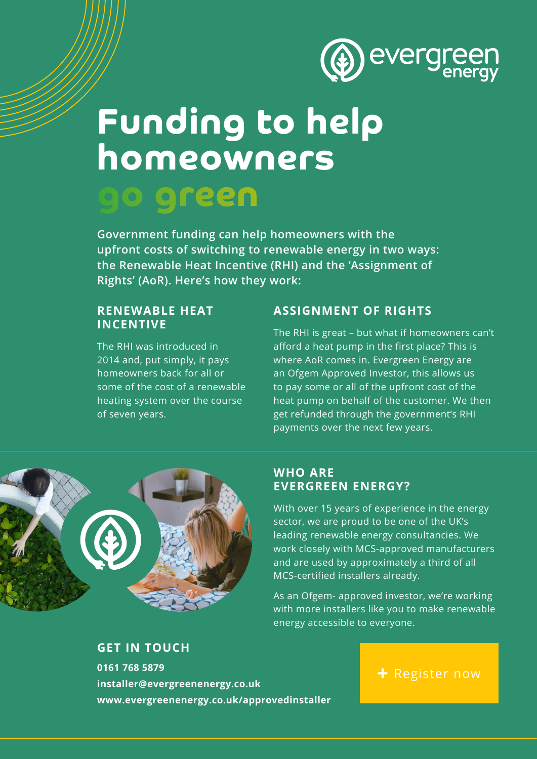evergreen energy

# Funding to help homeowners go green

**Government funding can help homeowners with the upfront costs of switching to renewable energy in two ways: the Renewable Heat Incentive (RHI) and the 'Assignment of Rights' (AoR). Here's how they work:**

## RENEWABLE HEAT INCENTIVE

The RHI was introduced in 2014 and, put simply, it pays homeowners back for all or some of the cost of a renewable heating system over the course of seven years.

## ASSIGNMENT OF RIGHTS

The RHI is great – but what if homeowners can't afford a heat pump in the first place? This is where AoR comes in. Evergreen Energy are an Ofgem Approved Investor, this allows us to pay some or all of the upfront cost of the heat pump on behalf of the customer. We then get refunded through the government's RHI payments over the next few years.

## WHO ARE EVERGREEN ENERGY?

With over 15 years of experience in the energy sector, we are proud to be one of the UK's leading renewable energy consultancies. We work closely with MCS-approved manufacturers and are used by approximately a third of all MCS-certified installers already.

As an Ofgem- approved investor, we're working with more installers like you to make renewable energy accessible to everyone.

## GET IN TOUCH

**0161 768 5879**
**installer@evergreenenergy.co.uk**
**www.evergreenenergy.co.uk/approvedinstaller**

+ Register now